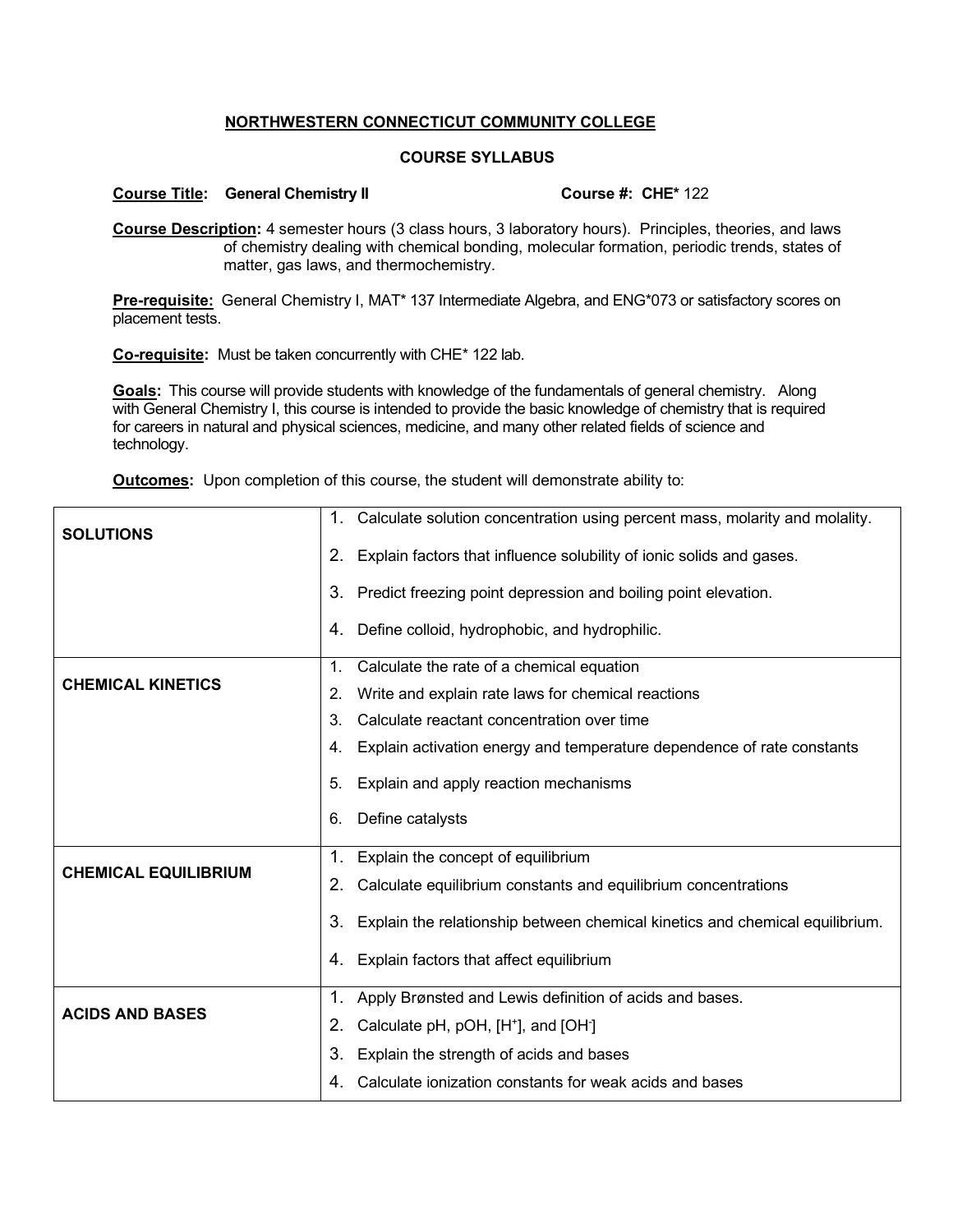# NORTHWESTERN CONNECTICUT COMMUNITY COLLEGE

## COURSE SYLLABUS

**Course Title: General Chemistry II** **Course #: CHE*** 122

**Course Description:** 4 semester hours (3 class hours, 3 laboratory hours). Principles, theories, and laws of chemistry dealing with chemical bonding, molecular formation, periodic trends, states of matter, gas laws, and thermochemistry.

**Pre-requisite:** General Chemistry I, MAT* 137 Intermediate Algebra, and ENG*073 or satisfactory scores on placement tests.

**Co-requisite:** Must be taken concurrently with CHE* 122 lab.

**Goals:** This course will provide students with knowledge of the fundamentals of general chemistry. Along with General Chemistry I, this course is intended to provide the basic knowledge of chemistry that is required for careers in natural and physical sciences, medicine, and many other related fields of science and technology.

**Outcomes:** Upon completion of this course, the student will demonstrate ability to:

| | |
|---|---|
| **SOLUTIONS** | 1. Calculate solution concentration using percent mass, molarity and molality.<br>2. Explain factors that influence solubility of ionic solids and gases.<br>3. Predict freezing point depression and boiling point elevation.<br>4. Define colloid, hydrophobic, and hydrophilic. |
| **CHEMICAL KINETICS** | 1. Calculate the rate of a chemical equation<br>2. Write and explain rate laws for chemical reactions<br>3. Calculate reactant concentration over time<br>4. Explain activation energy and temperature dependence of rate constants<br>5. Explain and apply reaction mechanisms<br>6. Define catalysts |
| **CHEMICAL EQUILIBRIUM** | 1. Explain the concept of equilibrium<br>2. Calculate equilibrium constants and equilibrium concentrations<br>3. Explain the relationship between chemical kinetics and chemical equilibrium.<br>4. Explain factors that affect equilibrium |
| **ACIDS AND BASES** | 1. Apply Brønsted and Lewis definition of acids and bases.<br>2. Calculate pH, pOH, $[H^+]$, and $[OH^-]$<br>3. Explain the strength of acids and bases<br>4. Calculate ionization constants for weak acids and bases |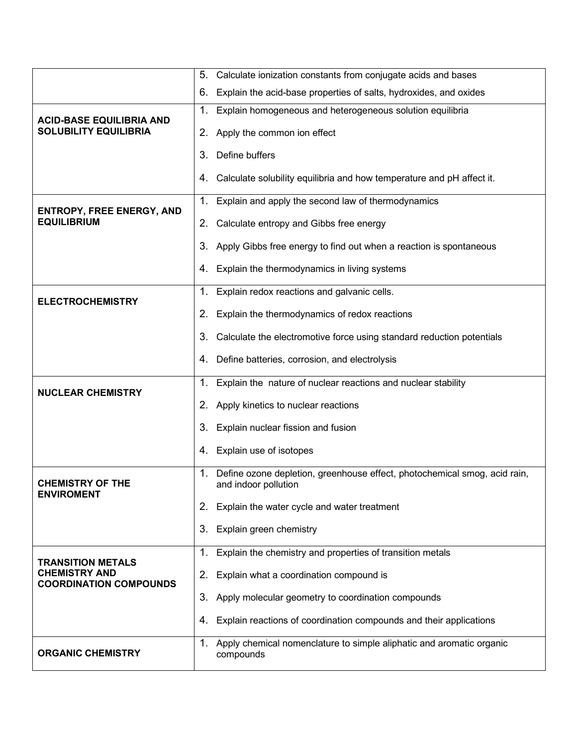| | |
|---|---|
| | 5. Calculate ionization constants from conjugate acids and bases<br>6. Explain the acid-base properties of salts, hydroxides, and oxides |
| **ACID-BASE EQUILIBRIA AND SOLUBILITY EQUILIBRIA** | 1. Explain homogeneous and heterogeneous solution equilibria<br>2. Apply the common ion effect<br>3. Define buffers<br>4. Calculate solubility equilibria and how temperature and pH affect it. |
| **ENTROPY, FREE ENERGY, AND EQUILIBRIUM** | 1. Explain and apply the second law of thermodynamics<br>2. Calculate entropy and Gibbs free energy<br>3. Apply Gibbs free energy to find out when a reaction is spontaneous<br>4. Explain the thermodynamics in living systems |
| **ELECTROCHEMISTRY** | 1. Explain redox reactions and galvanic cells.<br>2. Explain the thermodynamics of redox reactions<br>3. Calculate the electromotive force using standard reduction potentials<br>4. Define batteries, corrosion, and electrolysis |
| **NUCLEAR CHEMISTRY** | 1. Explain the nature of nuclear reactions and nuclear stability<br>2. Apply kinetics to nuclear reactions<br>3. Explain nuclear fission and fusion<br>4. Explain use of isotopes |
| **CHEMISTRY OF THE ENVIROMENT** | 1. Define ozone depletion, greenhouse effect, photochemical smog, acid rain, and indoor pollution<br>2. Explain the water cycle and water treatment<br>3. Explain green chemistry |
| **TRANSITION METALS CHEMISTRY AND COORDINATION COMPOUNDS** | 1. Explain the chemistry and properties of transition metals<br>2. Explain what a coordination compound is<br>3. Apply molecular geometry to coordination compounds<br>4. Explain reactions of coordination compounds and their applications |
| **ORGANIC CHEMISTRY** | 1. Apply chemical nomenclature to simple aliphatic and aromatic organic compounds |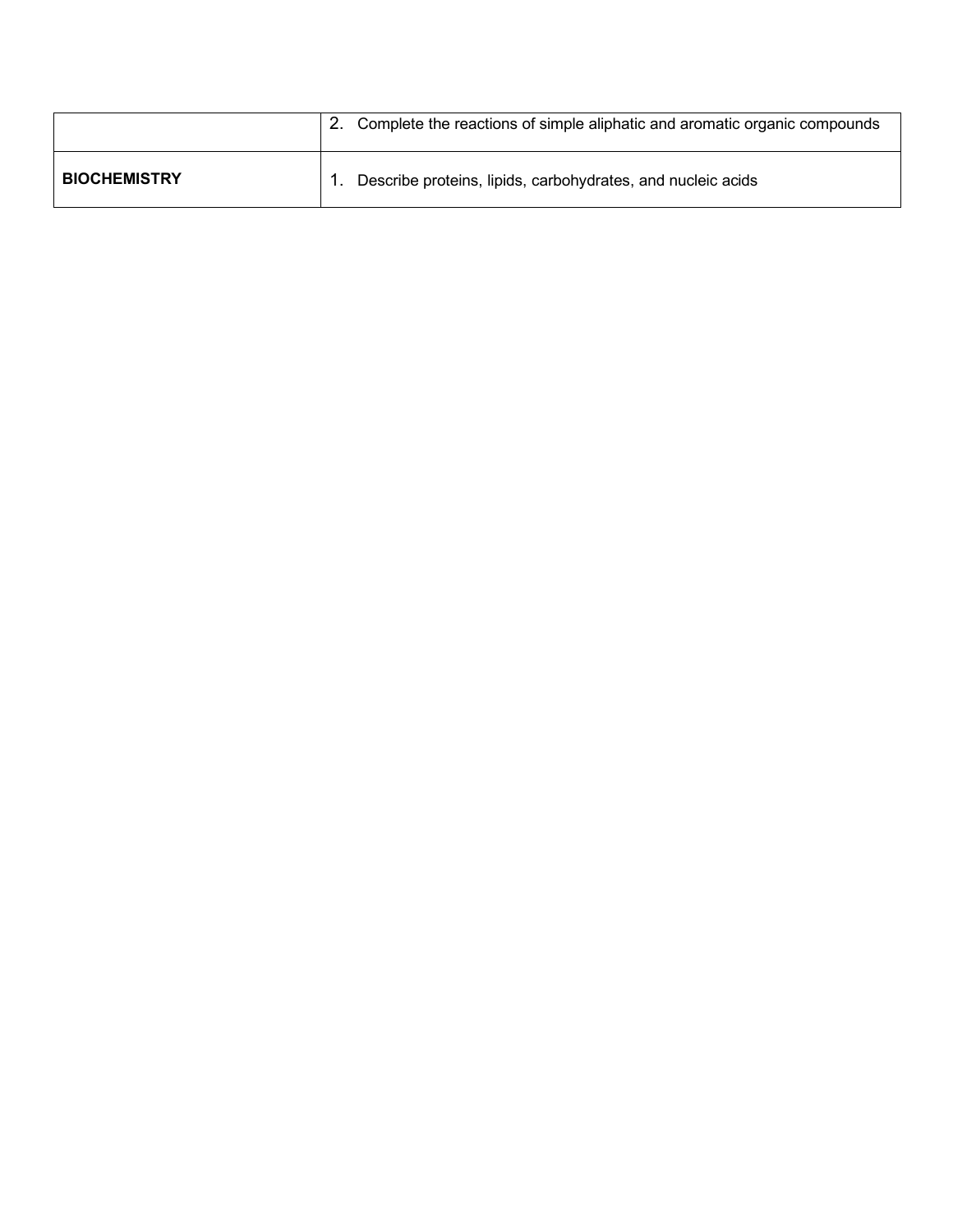| | |
|---|---|
| | 2. Complete the reactions of simple aliphatic and aromatic organic compounds |
| **BIOCHEMISTRY** | 1. Describe proteins, lipids, carbohydrates, and nucleic acids |